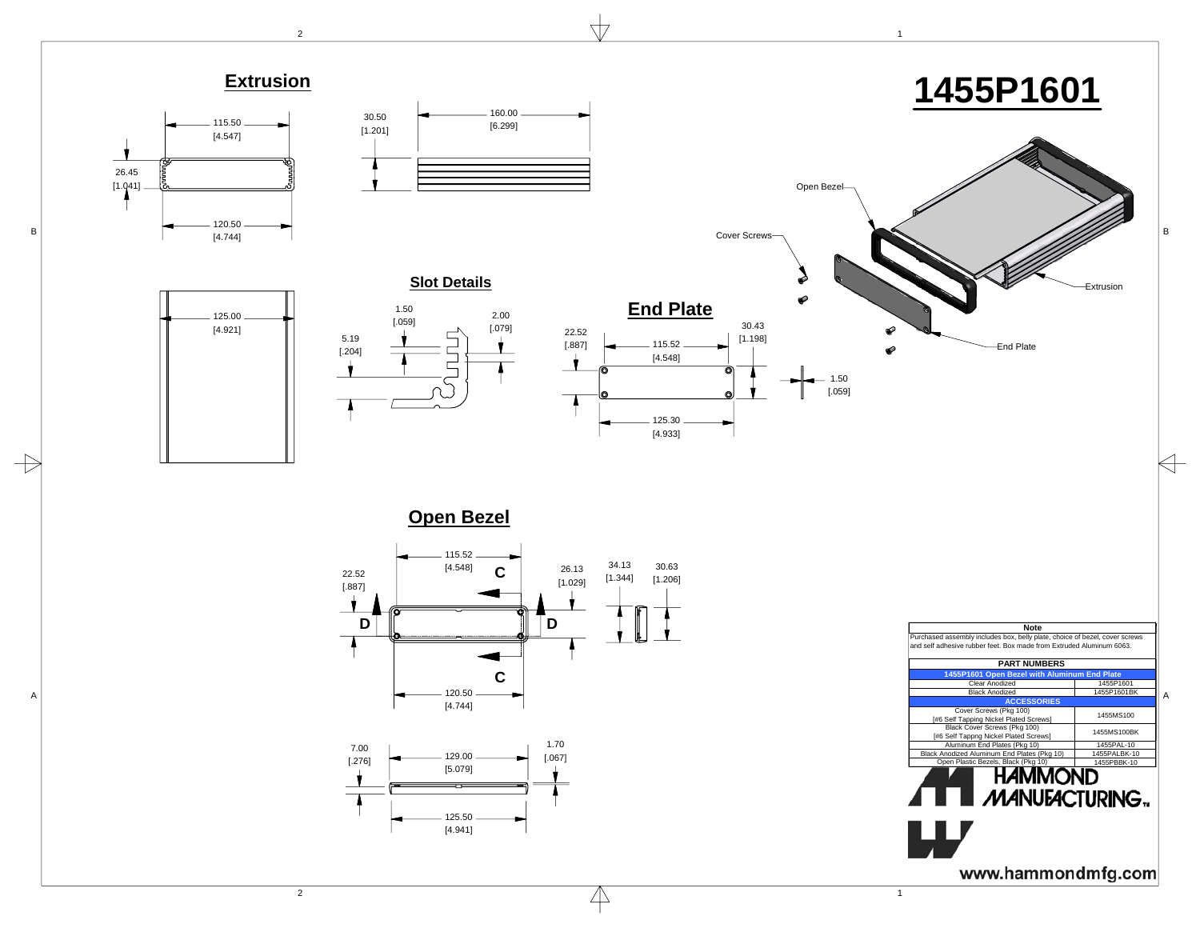# 1455P1601

## Extrusion

115.50 [4.547]

26.45 [1.041]

120.50 [4.744]

30.50 [1.201]

160.00 [6.299]

125.00 [4.921]

## Slot Details

1.50 [.059]

2.00 [.079]

5.19 [.204]

## End Plate

22.52 [.887]

115.52 [4.548]

30.43 [1.198]

1.50 [.059]

125.30 [4.933]

Open Bezel

Cover Screws

Extrusion

End Plate

## Open Bezel

115.52 [4.548]

22.52 [.887]

26.13 [1.029]

34.13 [1.344]

30.63 [1.206]

C

D D

C

120.50 [4.744]

7.00 [.276]

129.00 [5.079]

1.70 [.067]

125.50 [4.941]

| Note | |
|---|---|
| Purchased assembly includes box, belly plate, choice of bezel, cover screws and self adhesive rubber feet. Box made from Extruded Aluminum 6063. | |
| **PART NUMBERS** | |
| **1455P1601 Open Bezel with Aluminum End Plate** | |
| Clear Anodized | 1455P1601 |
| Black Anodized | 1455P1601BK |
| **ACCESSORIES** | |
| Cover Screws (Pkg 100) [#6 Self Tapping Nickel Plated Screws] | 1455MS100 |
| Black Cover Screws (Pkg 100) [#6 Self Tappng Nickel Plated Screws] | 1455MS100BK |
| Aluminum End Plates (Pkg 10) | 1455PAL-10 |
| Black Anodized Aluminum End Plates (Pkg 10) | 1455PALBK-10 |
| Open Plastic Bezels, Black (Pkg 10) | 1455PBBK-10 |

HAMMOND MANUFACTURING™

www.hammondmfg.com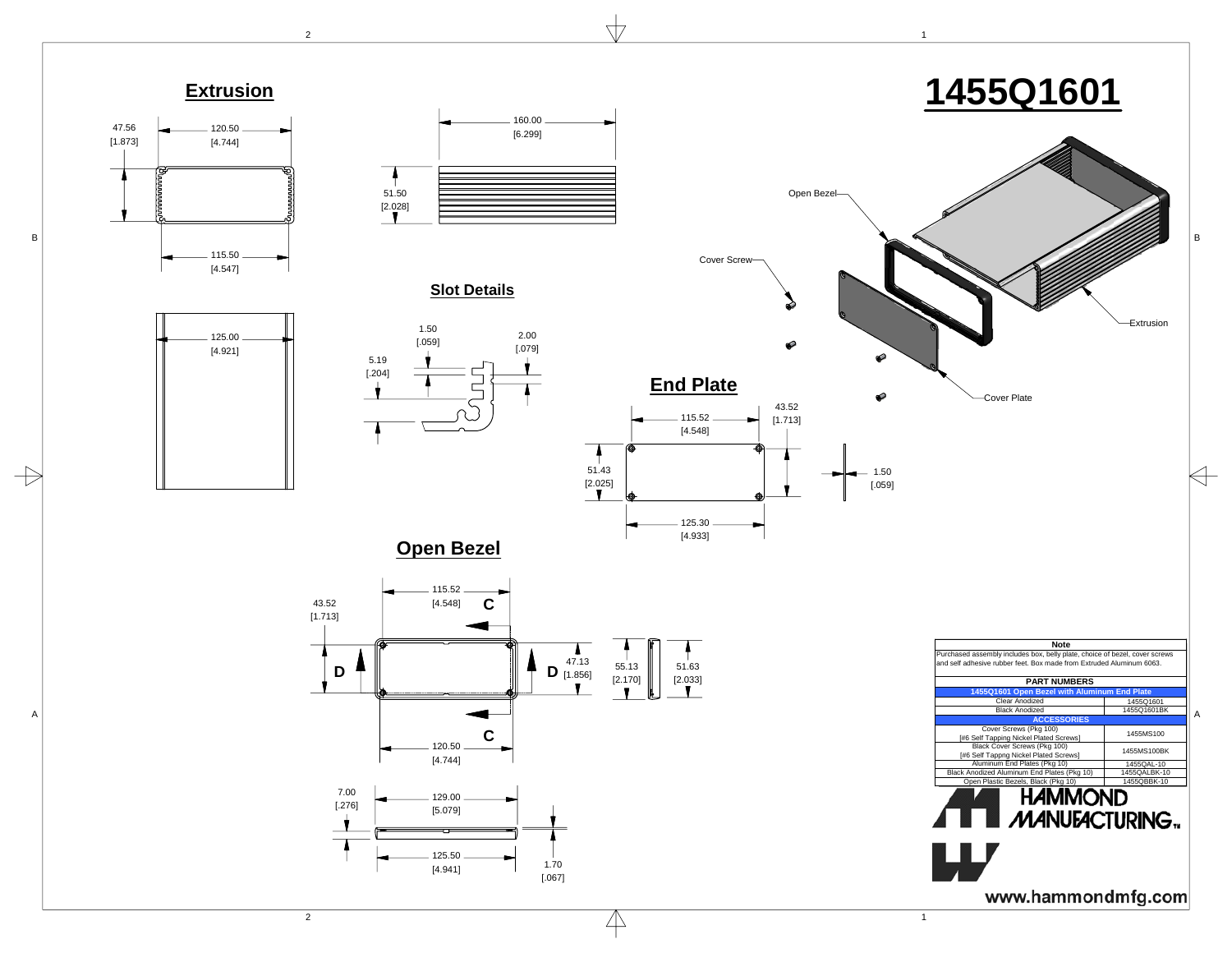# 1455Q1601

## Extrusion

47.56 [1.873]

120.50 [4.744]

115.50 [4.547]

160.00 [6.299]

51.50 [2.028]

125.00 [4.921]

## Slot Details

1.50 [.059]

2.00 [.079]

5.19 [.204]

## End Plate

115.52 [4.548]

43.52 [1.713]

51.43 [2.025]

125.30 [4.933]

1.50 [.059]

## Open Bezel

115.52 [4.548]

43.52 [1.713]

47.13 [1.856]

55.13 [2.170]

51.63 [2.033]

120.50 [4.744]

7.00 [.276]

129.00 [5.079]

125.50 [4.941]

1.70 [.067]

Open Bezel

Cover Screw

Extrusion

Cover Plate

**Note**

Purchased assembly includes box, belly plate, choice of bezel, cover screws and self adhesive rubber feet. Box made from Extruded Aluminum 6063.

| PART NUMBERS | |
|---|---|
| **1455Q1601 Open Bezel with Aluminum End Plate** | |
| Clear Anodized | 1455Q1601 |
| Black Anodized | 1455Q1601BK |
| **ACCESSORIES** | |
| Cover Screws (Pkg 100) [#6 Self Tapping Nickel Plated Screws] | 1455MS100 |
| Black Cover Screws (Pkg 100) [#6 Self Tappng Nickel Plated Screws] | 1455MS100BK |
| Aluminum End Plates (Pkg 10) | 1455QAL-10 |
| Black Anodized Aluminum End Plates (Pkg 10) | 1455QALBK-10 |
| Open Plastic Bezels, Black (Pkg 10) | 1455QBBK-10 |

HAMMOND MANUFACTURING

www.hammondmfg.com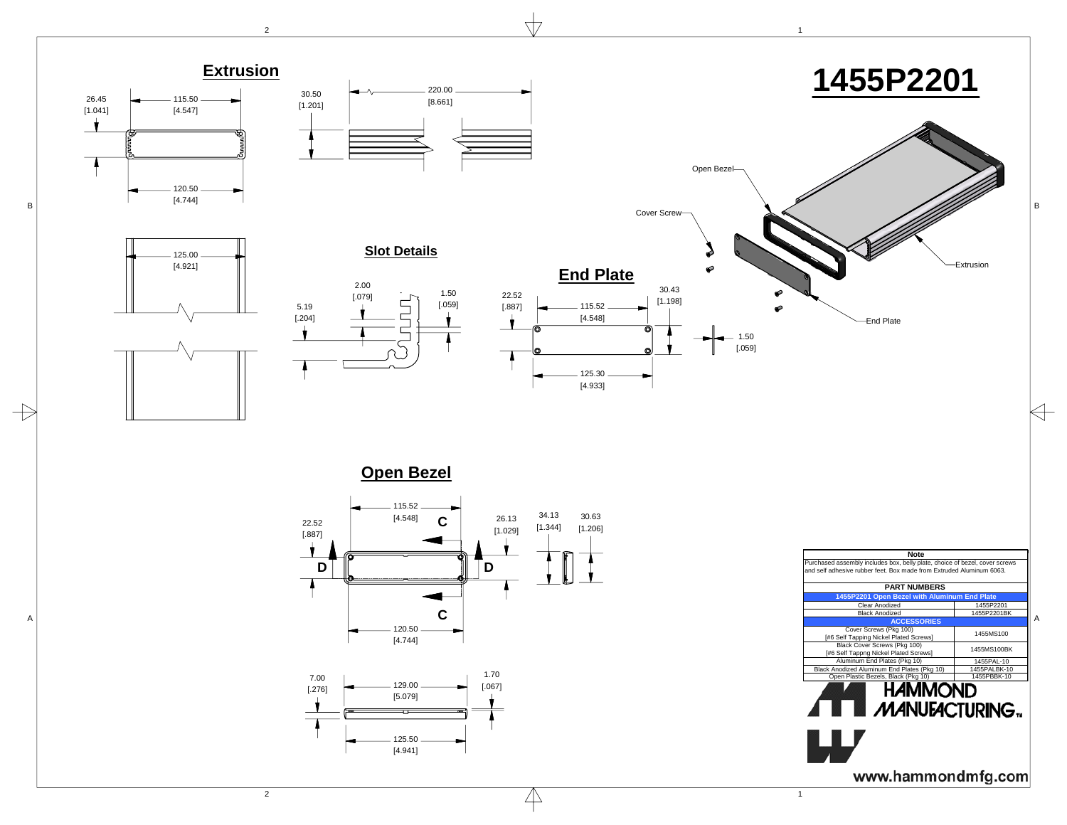# 1455P2201

## Extrusion

26.45 [1.041]

115.50 [4.547]

120.50 [4.744]

30.50 [1.201]

220.00 [8.661]

125.00 [4.921]

## Slot Details

2.00 [.079]

1.50 [.059]

5.19 [.204]

## End Plate

22.52 [.887]

115.52 [4.548]

30.43 [1.198]

125.30 [4.933]

1.50 [.059]

Open Bezel

Cover Screw

Extrusion

End Plate

## Open Bezel

115.52 [4.548]

22.52 [.887]

26.13 [1.029]

34.13 [1.344]

30.63 [1.206]

C

D

D

C

120.50 [4.744]

7.00 [.276]

129.00 [5.079]

1.70 [.067]

125.50 [4.941]

| Note | |
|---|---|
| Purchased assembly includes box, belly plate, choice of bezel, cover screws and self adhesive rubber feet. Box made from Extruded Aluminum 6063. | |
| **PART NUMBERS** | |
| **1455P2201 Open Bezel with Aluminum End Plate** | |
| Clear Anodized | 1455P2201 |
| Black Anodized | 1455P2201BK |
| **ACCESSORIES** | |
| Cover Screws (Pkg 100) [#6 Self Tapping Nickel Plated Screws] | 1455MS100 |
| Black Cover Screws (Pkg 100) [#6 Self Tappng Nickel Plated Screws] | 1455MS100BK |
| Aluminum End Plates (Pkg 10) | 1455PAL-10 |
| Black Anodized Aluminum End Plates (Pkg 10) | 1455PALBK-10 |
| Open Plastic Bezels, Black (Pkg 10) | 1455PBBK-10 |

HAMMOND MANUFACTURING™

www.hammondmfg.com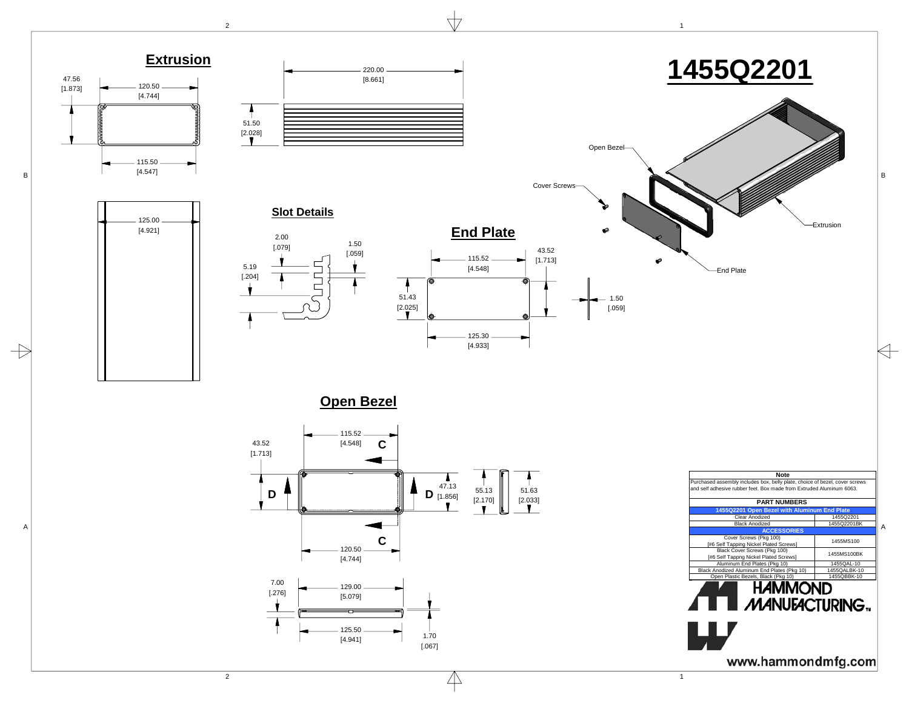# 1455Q2201

## Extrusion

47.56
[1.873]

120.50
[4.744]

115.50
[4.547]

220.00
[8.661]

51.50
[2.028]

125.00
[4.921]

## Slot Details

2.00
[.079]

1.50
[.059]

5.19
[.204]

## End Plate

115.52
[4.548]

43.52
[1.713]

51.43
[2.025]

125.30
[4.933]

1.50
[.059]

Open Bezel

Cover Screws

Extrusion

End Plate

## Open Bezel

115.52
[4.548]

43.52
[1.713]

C

D

D

47.13
[1.856]

55.13
[2.170]

51.63
[2.033]

C

120.50
[4.744]

7.00
[.276]

129.00
[5.079]

125.50
[4.941]

1.70
[.067]

| Note | |
|---|---|
| Purchased assembly includes box, belly plate, choice of bezel, cover screws and self adhesive rubber feet. Box made from Extruded Aluminum 6063. | |
| **PART NUMBERS** | |
| **1455Q2201 Open Bezel with Aluminum End Plate** | |
| Clear Anodized | 1455Q2201 |
| Black Anodized | 1455Q2201BK |
| **ACCESSORIES** | |
| Cover Screws (Pkg 100) [#6 Self Tapping Nickel Plated Screws] | 1455MS100 |
| Black Cover Screws (Pkg 100) [#6 Self Tappng Nickel Plated Screws] | 1455MS100BK |
| Aluminum End Plates (Pkg 10) | 1455QAL-10 |
| Black Anodized Aluminum End Plates (Pkg 10) | 1455QALBK-10 |
| Open Plastic Bezels, Black (Pkg 10) | 1455QBBK-10 |

HAMMOND MANUFACTURING™

www.hammondmfg.com